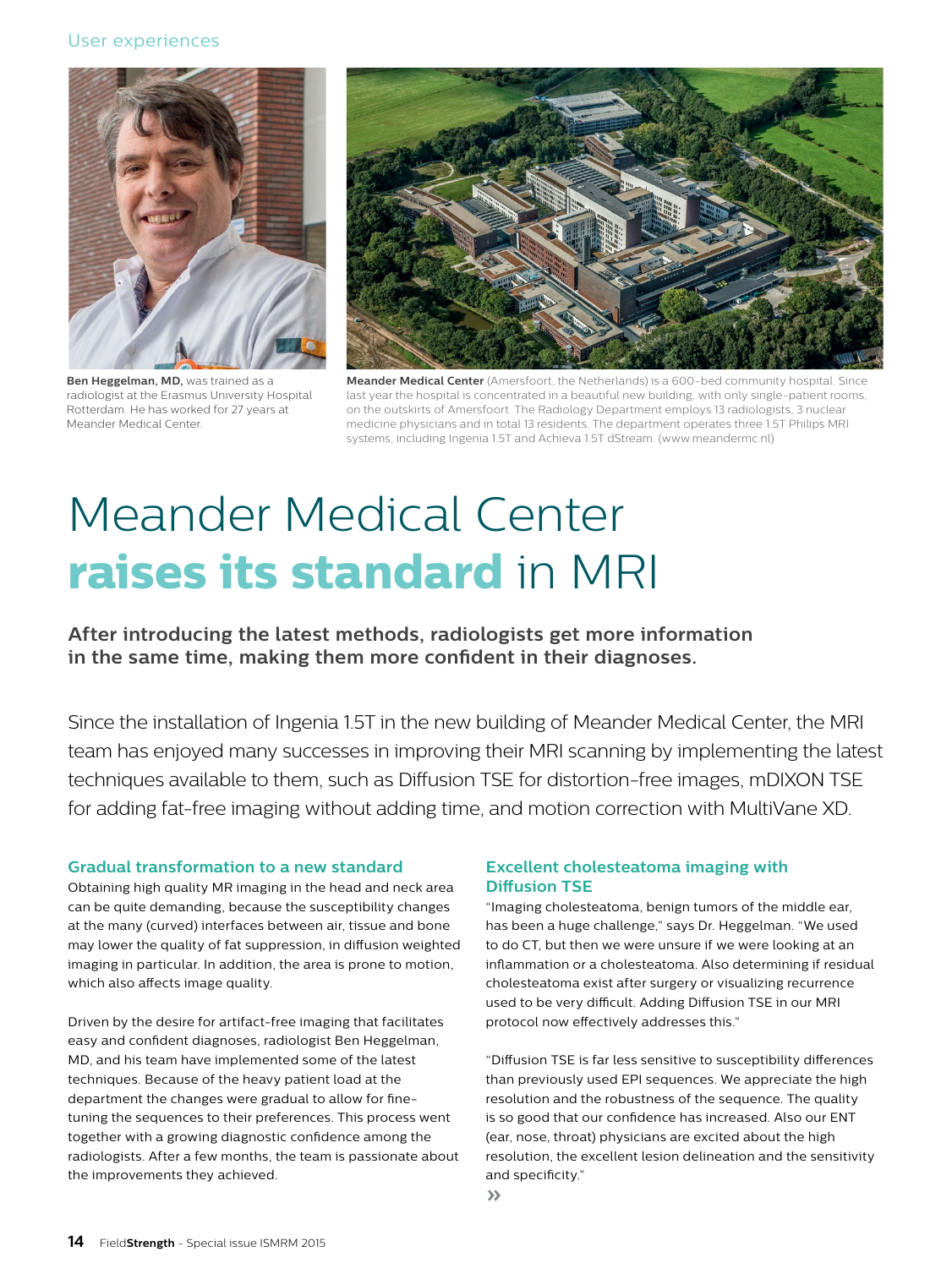User experiences

**Ben Heggelman, MD,** was trained as a radiologist at the Erasmus University Hospital Rotterdam. He has worked for 27 years at Meander Medical Center.

**Meander Medical Center** (Amersfoort, the Netherlands) is a 600-bed community hospital. Since last year the hospital is concentrated in a beautiful new building, with only single-patient rooms, on the outskirts of Amersfoort. The Radiology Department employs 13 radiologists, 3 nuclear medicine physicians and in total 13 residents. The department operates three 1.5T Philips MRI systems, including Ingenia 1.5T and Achieva 1.5T dStream. (www.meandermc.nl)

# Meander Medical Center **raises its standard** in MRI

**After introducing the latest methods, radiologists get more information in the same time, making them more confident in their diagnoses.**

Since the installation of Ingenia 1.5T in the new building of Meander Medical Center, the MRI team has enjoyed many successes in improving their MRI scanning by implementing the latest techniques available to them, such as Diffusion TSE for distortion-free images, mDIXON TSE for adding fat-free imaging without adding time, and motion correction with MultiVane XD.

## Gradual transformation to a new standard

Obtaining high quality MR imaging in the head and neck area can be quite demanding, because the susceptibility changes at the many (curved) interfaces between air, tissue and bone may lower the quality of fat suppression, in diffusion weighted imaging in particular. In addition, the area is prone to motion, which also affects image quality.

Driven by the desire for artifact-free imaging that facilitates easy and confident diagnoses, radiologist Ben Heggelman, MD, and his team have implemented some of the latest techniques. Because of the heavy patient load at the department the changes were gradual to allow for fine-tuning the sequences to their preferences. This process went together with a growing diagnostic confidence among the radiologists. After a few months, the team is passionate about the improvements they achieved.

## Excellent cholesteatoma imaging with Diffusion TSE

"Imaging cholesteatoma, benign tumors of the middle ear, has been a huge challenge," says Dr. Heggelman. "We used to do CT, but then we were unsure if we were looking at an inflammation or a cholesteatoma. Also determining if residual cholesteatoma exist after surgery or visualizing recurrence used to be very difficult. Adding Diffusion TSE in our MRI protocol now effectively addresses this."

"Diffusion TSE is far less sensitive to susceptibility differences than previously used EPI sequences. We appreciate the high resolution and the robustness of the sequence. The quality is so good that our confidence has increased. Also our ENT (ear, nose, throat) physicians are excited about the high resolution, the excellent lesion delineation and the sensitivity and specificity."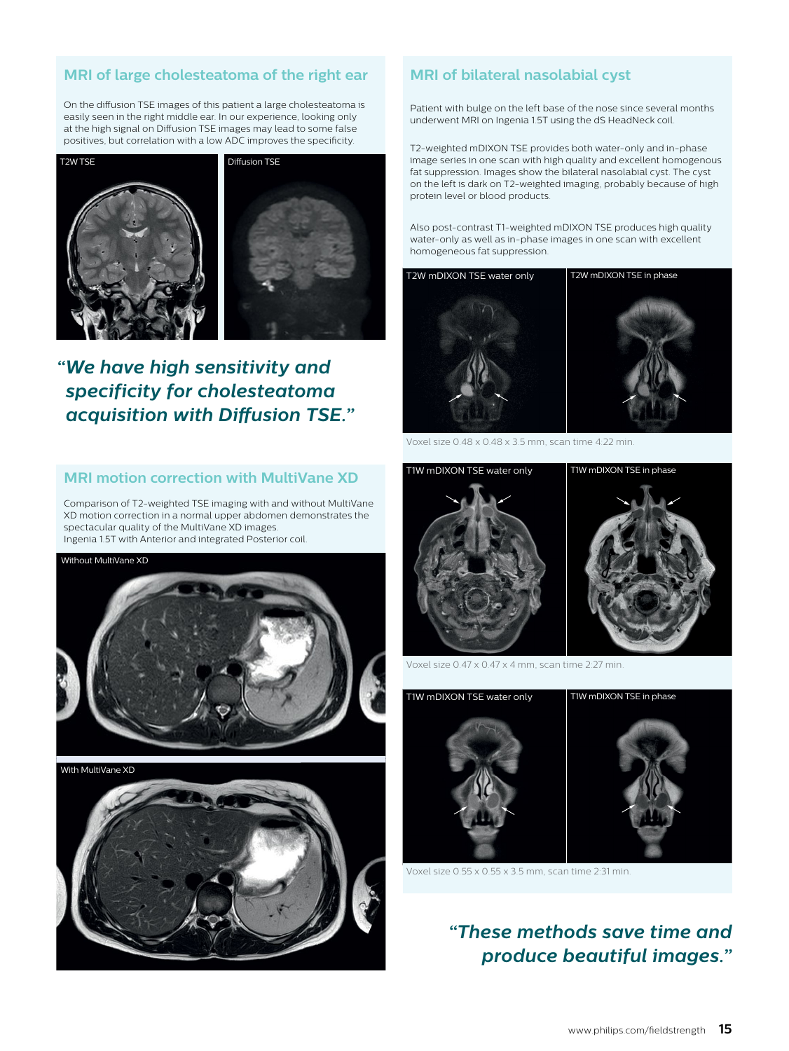## MRI of large cholesteatoma of the right ear

On the diffusion TSE images of this patient a large cholesteatoma is easily seen in the right middle ear. In our experience, looking only at the high signal on Diffusion TSE images may lead to some false positives, but correlation with a low ADC improves the specificity.

T2W TSE

Diffusion TSE

> ***"We have high sensitivity and specificity for cholesteatoma acquisition with Diffusion TSE."***

## MRI motion correction with MultiVane XD

Comparison of T2-weighted TSE imaging with and without MultiVane XD motion correction in a normal upper abdomen demonstrates the spectacular quality of the MultiVane XD images.
Ingenia 1.5T with Anterior and integrated Posterior coil.

Without MultiVane XD

With MultiVane XD

## MRI of bilateral nasolabial cyst

Patient with bulge on the left base of the nose since several months underwent MRI on Ingenia 1.5T using the dS HeadNeck coil.

T2-weighted mDIXON TSE provides both water-only and in-phase image series in one scan with high quality and excellent homogenous fat suppression. Images show the bilateral nasolabial cyst. The cyst on the left is dark on T2-weighted imaging, probably because of high protein level or blood products.

Also post-contrast T1-weighted mDIXON TSE produces high quality water-only as well as in-phase images in one scan with excellent homogeneous fat suppression.

T2W mDIXON TSE water only

T2W mDIXON TSE in phase

Voxel size 0.48 x 0.48 x 3.5 mm, scan time 4:22 min.

T1W mDIXON TSE water only

T1W mDIXON TSE in phase

Voxel size 0.47 x 0.47 x 4 mm, scan time 2:27 min.

T1W mDIXON TSE water only

T1W mDIXON TSE in phase

Voxel size 0.55 x 0.55 x 3.5 mm, scan time 2:31 min.

> ***"These methods save time and produce beautiful images."***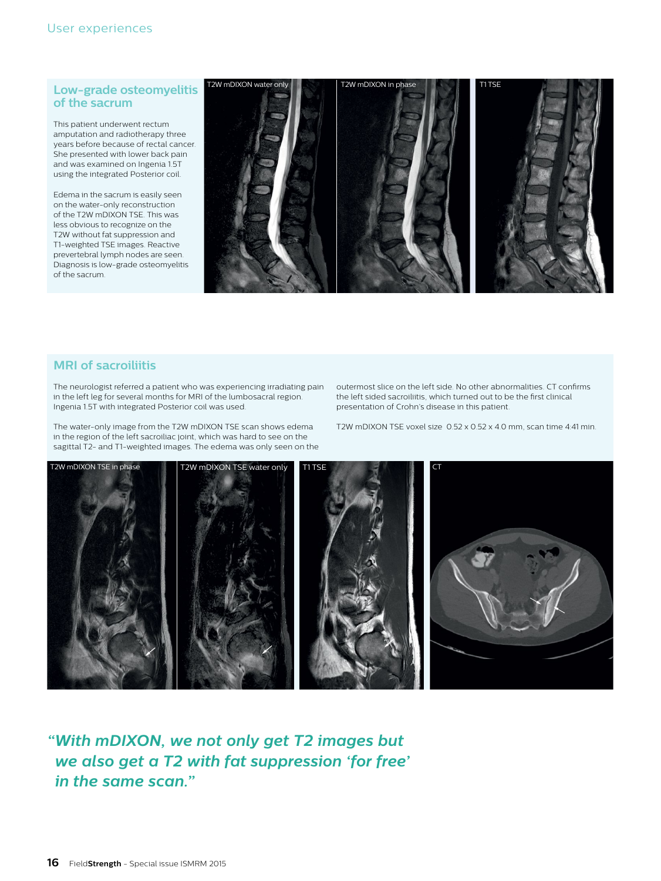## Low-grade osteomyelitis of the sacrum

This patient underwent rectum amputation and radiotherapy three years before because of rectal cancer. She presented with lower back pain and was examined on Ingenia 1.5T using the integrated Posterior coil.

Edema in the sacrum is easily seen on the water-only reconstruction of the T2W mDIXON TSE. This was less obvious to recognize on the T2W without fat suppression and T1-weighted TSE images. Reactive prevertebral lymph nodes are seen. Diagnosis is low-grade osteomyelitis of the sacrum.

T2W mDIXON water only | T2W mDIXON in phase | T1 TSE

## MRI of sacroiliitis

The neurologist referred a patient who was experiencing irradiating pain in the left leg for several months for MRI of the lumbosacral region. Ingenia 1.5T with integrated Posterior coil was used.

The water-only image from the T2W mDIXON TSE scan shows edema in the region of the left sacroiliac joint, which was hard to see on the sagittal T2- and T1-weighted images. The edema was only seen on the outermost slice on the left side. No other abnormalities. CT confirms the left sided sacroiliitis, which turned out to be the first clinical presentation of Crohn's disease in this patient.

T2W mDIXON TSE voxel size 0.52 x 0.52 x 4.0 mm, scan time 4:41 min.

T2W mDIXON TSE in phase | T2W mDIXON TSE water only | T1 TSE | CT

*"With mDIXON, we not only get T2 images but we also get a T2 with fat suppression 'for free' in the same scan."*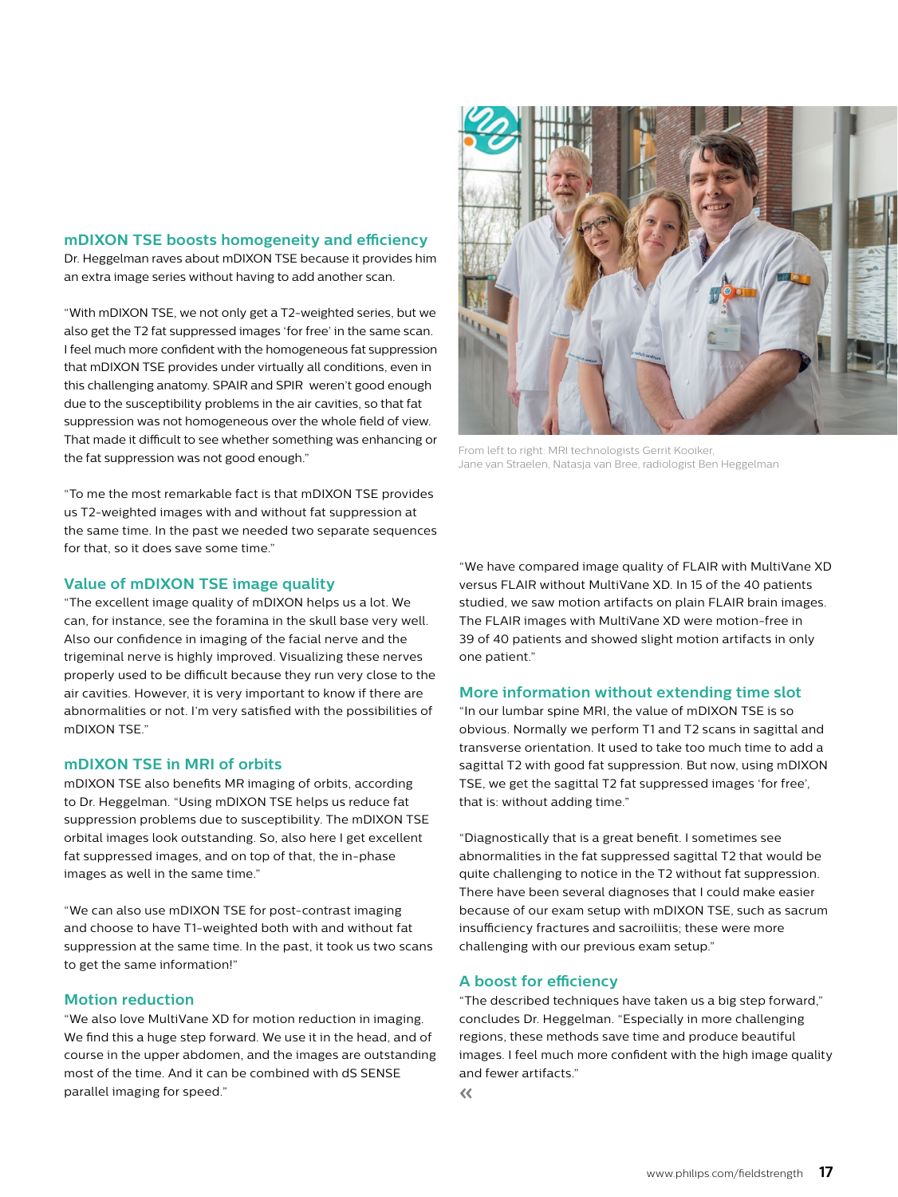## mDIXON TSE boosts homogeneity and efficiency

Dr. Heggelman raves about mDIXON TSE because it provides him an extra image series without having to add another scan.

"With mDIXON TSE, we not only get a T2-weighted series, but we also get the T2 fat suppressed images 'for free' in the same scan. I feel much more confident with the homogeneous fat suppression that mDIXON TSE provides under virtually all conditions, even in this challenging anatomy. SPAIR and SPIR weren't good enough due to the susceptibility problems in the air cavities, so that fat suppression was not homogeneous over the whole field of view. That made it difficult to see whether something was enhancing or the fat suppression was not good enough."

"To me the most remarkable fact is that mDIXON TSE provides us T2-weighted images with and without fat suppression at the same time. In the past we needed two separate sequences for that, so it does save some time."

## Value of mDIXON TSE image quality

"The excellent image quality of mDIXON helps us a lot. We can, for instance, see the foramina in the skull base very well. Also our confidence in imaging of the facial nerve and the trigeminal nerve is highly improved. Visualizing these nerves properly used to be difficult because they run very close to the air cavities. However, it is very important to know if there are abnormalities or not. I'm very satisfied with the possibilities of mDIXON TSE."

## mDIXON TSE in MRI of orbits

mDIXON TSE also benefits MR imaging of orbits, according to Dr. Heggelman. "Using mDIXON TSE helps us reduce fat suppression problems due to susceptibility. The mDIXON TSE orbital images look outstanding. So, also here I get excellent fat suppressed images, and on top of that, the in-phase images as well in the same time."

"We can also use mDIXON TSE for post-contrast imaging and choose to have T1-weighted both with and without fat suppression at the same time. In the past, it took us two scans to get the same information!"

## Motion reduction

"We also love MultiVane XD for motion reduction in imaging. We find this a huge step forward. We use it in the head, and of course in the upper abdomen, and the images are outstanding most of the time. And it can be combined with dS SENSE parallel imaging for speed."

From left to right: MRI technologists Gerrit Kooiker, Jane van Straelen, Natasja van Bree, radiologist Ben Heggelman

"We have compared image quality of FLAIR with MultiVane XD versus FLAIR without MultiVane XD. In 15 of the 40 patients studied, we saw motion artifacts on plain FLAIR brain images. The FLAIR images with MultiVane XD were motion-free in 39 of 40 patients and showed slight motion artifacts in only one patient."

## More information without extending time slot

"In our lumbar spine MRI, the value of mDIXON TSE is so obvious. Normally we perform T1 and T2 scans in sagittal and transverse orientation. It used to take too much time to add a sagittal T2 with good fat suppression. But now, using mDIXON TSE, we get the sagittal T2 fat suppressed images 'for free', that is: without adding time."

"Diagnostically that is a great benefit. I sometimes see abnormalities in the fat suppressed sagittal T2 that would be quite challenging to notice in the T2 without fat suppression. There have been several diagnoses that I could make easier because of our exam setup with mDIXON TSE, such as sacrum insufficiency fractures and sacroiliitis; these were more challenging with our previous exam setup."

## A boost for efficiency

"The described techniques have taken us a big step forward," concludes Dr. Heggelman. "Especially in more challenging regions, these methods save time and produce beautiful images. I feel much more confident with the high image quality and fewer artifacts."

«